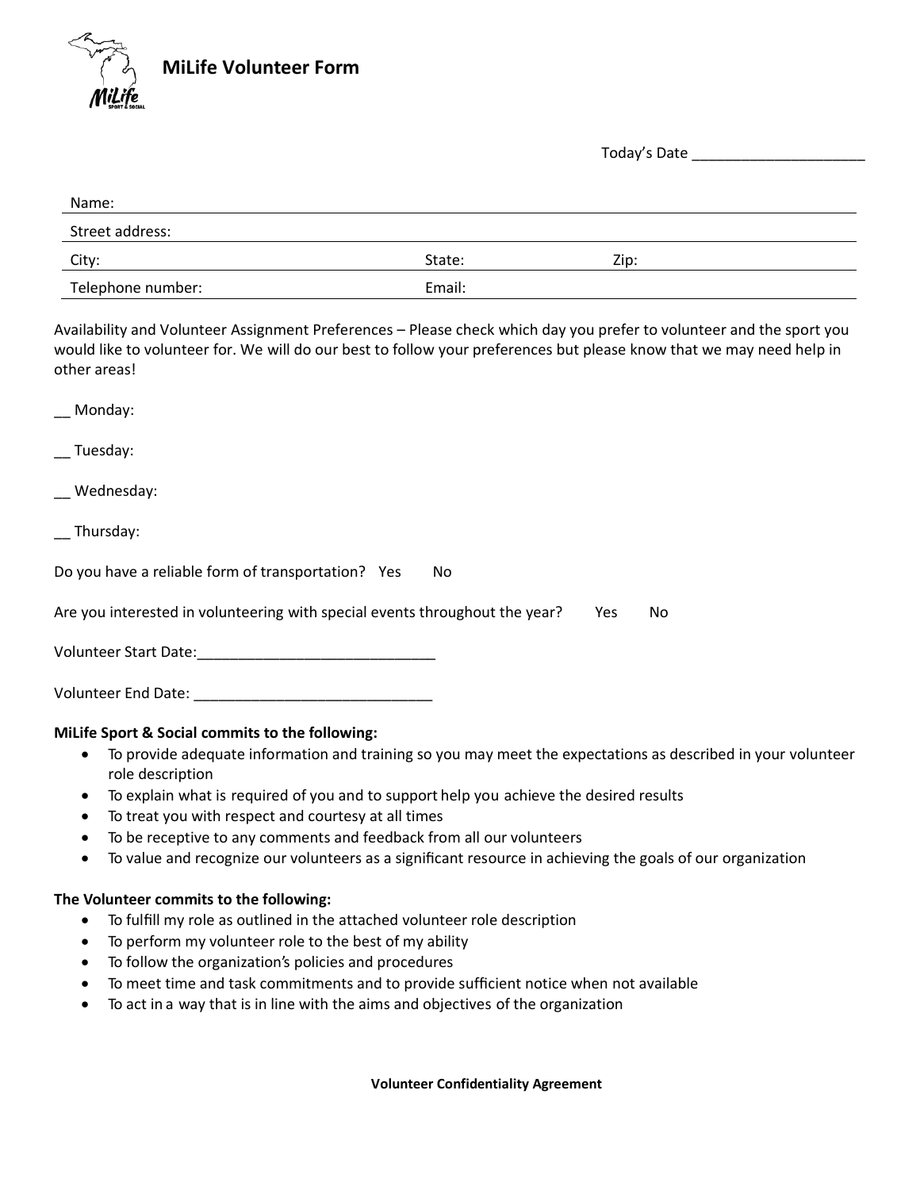# MiLife Volunteer Form

Today's Date ______________________

| | | |
|---|---|---|
| Name: | | |
| Street address: | | |
| City: | State: | Zip: |
| Telephone number: | Email: | |

Availability and Volunteer Assignment Preferences – Please check which day you prefer to volunteer and the sport you would like to volunteer for. We will do our best to follow your preferences but please know that we may need help in other areas!

__ Monday:

__ Tuesday:

__ Wednesday:

__ Thursday:

Do you have a reliable form of transportation? Yes No

Are you interested in volunteering with special events throughout the year? Yes No

Volunteer Start Date:______________________________

Volunteer End Date: ______________________________

**MiLife Sport & Social commits to the following:**

- To provide adequate information and training so you may meet the expectations as described in your volunteer role description
- To explain what is required of you and to support help you achieve the desired results
- To treat you with respect and courtesy at all times
- To be receptive to any comments and feedback from all our volunteers
- To value and recognize our volunteers as a significant resource in achieving the goals of our organization

**The Volunteer commits to the following:**

- To fulfill my role as outlined in the attached volunteer role description
- To perform my volunteer role to the best of my ability
- To follow the organization's policies and procedures
- To meet time and task commitments and to provide sufficient notice when not available
- To act in a way that is in line with the aims and objectives of the organization

**Volunteer Confidentiality Agreement**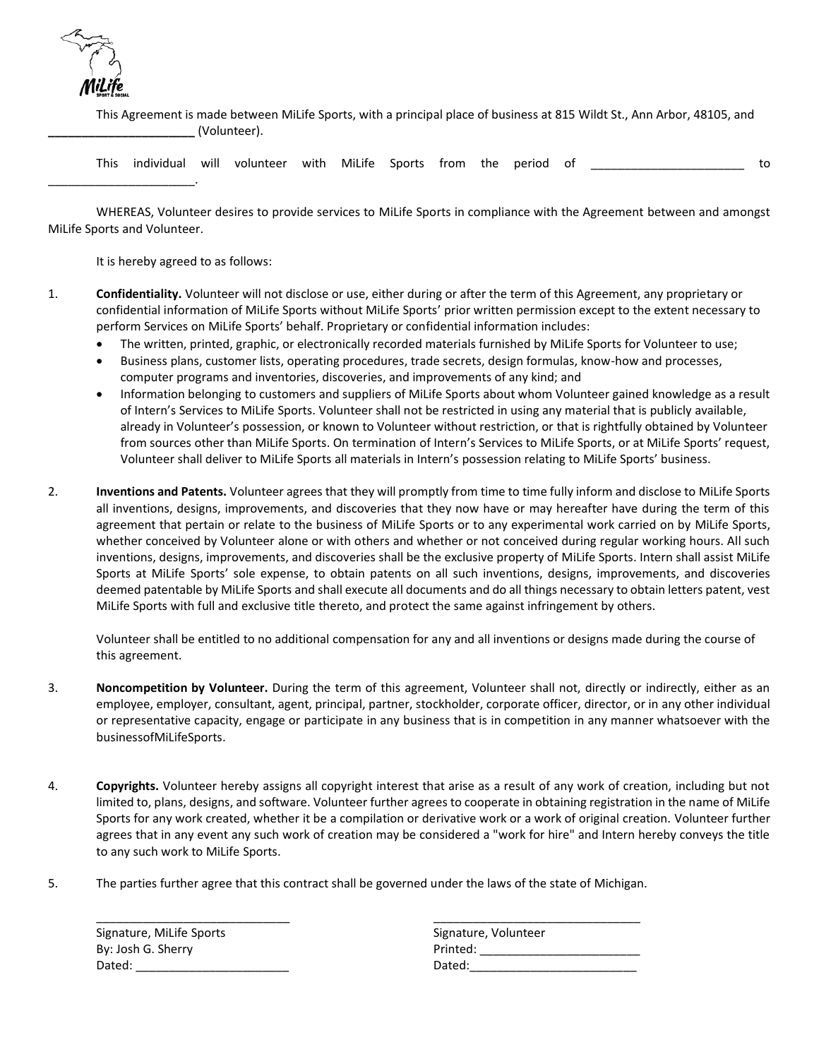This Agreement is made between MiLife Sports, with a principal place of business at 815 Wildt St., Ann Arbor, 48105, and ______________________ (Volunteer).

This individual will volunteer with MiLife Sports from the period of _______________________ to ______________________.

WHEREAS, Volunteer desires to provide services to MiLife Sports in compliance with the Agreement between and amongst MiLife Sports and Volunteer.

It is hereby agreed to as follows:

1. **Confidentiality.** Volunteer will not disclose or use, either during or after the term of this Agreement, any proprietary or confidential information of MiLife Sports without MiLife Sports' prior written permission except to the extent necessary to perform Services on MiLife Sports' behalf. Proprietary or confidential information includes:
   - The written, printed, graphic, or electronically recorded materials furnished by MiLife Sports for Volunteer to use;
   - Business plans, customer lists, operating procedures, trade secrets, design formulas, know-how and processes, computer programs and inventories, discoveries, and improvements of any kind; and
   - Information belonging to customers and suppliers of MiLife Sports about whom Volunteer gained knowledge as a result of Intern's Services to MiLife Sports. Volunteer shall not be restricted in using any material that is publicly available, already in Volunteer's possession, or known to Volunteer without restriction, or that is rightfully obtained by Volunteer from sources other than MiLife Sports. On termination of Intern's Services to MiLife Sports, or at MiLife Sports' request, Volunteer shall deliver to MiLife Sports all materials in Intern's possession relating to MiLife Sports' business.

2. **Inventions and Patents.** Volunteer agrees that they will promptly from time to time fully inform and disclose to MiLife Sports all inventions, designs, improvements, and discoveries that they now have or may hereafter have during the term of this agreement that pertain or relate to the business of MiLife Sports or to any experimental work carried on by MiLife Sports, whether conceived by Volunteer alone or with others and whether or not conceived during regular working hours. All such inventions, designs, improvements, and discoveries shall be the exclusive property of MiLife Sports. Intern shall assist MiLife Sports at MiLife Sports' sole expense, to obtain patents on all such inventions, designs, improvements, and discoveries deemed patentable by MiLife Sports and shall execute all documents and do all things necessary to obtain letters patent, vest MiLife Sports with full and exclusive title thereto, and protect the same against infringement by others.

   Volunteer shall be entitled to no additional compensation for any and all inventions or designs made during the course of this agreement.

3. **Noncompetition by Volunteer.** During the term of this agreement, Volunteer shall not, directly or indirectly, either as an employee, employer, consultant, agent, principal, partner, stockholder, corporate officer, director, or in any other individual or representative capacity, engage or participate in any business that is in competition in any manner whatsoever with the businessofMiLifeSports.

4. **Copyrights.** Volunteer hereby assigns all copyright interest that arise as a result of any work of creation, including but not limited to, plans, designs, and software. Volunteer further agrees to cooperate in obtaining registration in the name of MiLife Sports for any work created, whether it be a compilation or derivative work or a work of original creation. Volunteer further agrees that in any event any such work of creation may be considered a "work for hire" and Intern hereby conveys the title to any such work to MiLife Sports.

5. The parties further agree that this contract shall be governed under the laws of the state of Michigan.

_____________________________
Signature, MiLife Sports
By: Josh G. Sherry
Dated: _______________________

_______________________________
Signature, Volunteer
Printed: ________________________
Dated:_________________________